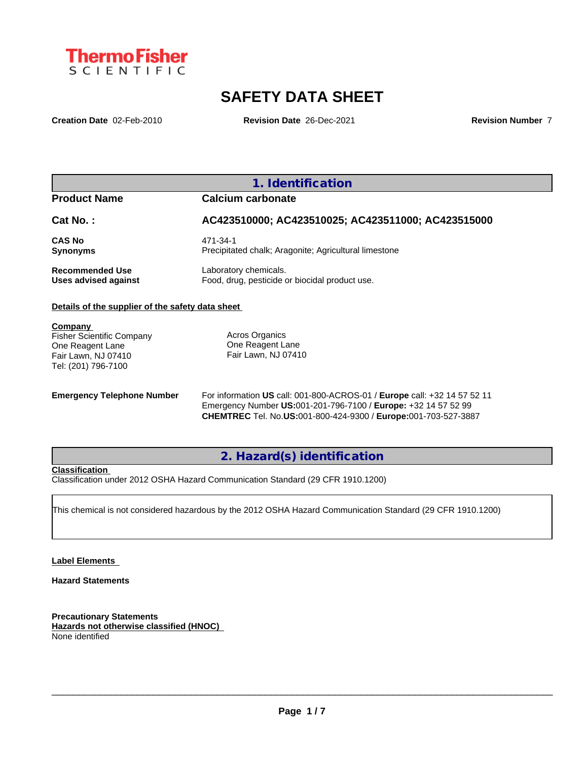ThermoFisher SCIENTIFIC

# SAFETY DATA SHEET

**Creation Date** 02-Feb-2010 **Revision Date** 26-Dec-2021 **Revision Number** 7

## 1. Identification

| | |
|---|---|
| **Product Name** | **Calcium carbonate** |
| **Cat No. :** | **AC423510000; AC423510025; AC423511000; AC423515000** |
| **CAS No** | 471-34-1 |
| **Synonyms** | Precipitated chalk; Aragonite; Agricultural limestone |
| **Recommended Use** | Laboratory chemicals. |
| **Uses advised against** | Food, drug, pesticide or biocidal product use. |

**Details of the supplier of the safety data sheet**

**Company**
Fisher Scientific Company
One Reagent Lane
Fair Lawn, NJ 07410
Tel: (201) 796-7100

Acros Organics
One Reagent Lane
Fair Lawn, NJ 07410

**Emergency Telephone Number**
For information **US** call: 001-800-ACROS-01 / **Europe** call: +32 14 57 52 11
Emergency Number **US:**001-201-796-7100 / **Europe:** +32 14 57 52 99
**CHEMTREC** Tel. No.**US:**001-800-424-9300 / **Europe:**001-703-527-3887

## 2. Hazard(s) identification

**Classification**
Classification under 2012 OSHA Hazard Communication Standard (29 CFR 1910.1200)

This chemical is not considered hazardous by the 2012 OSHA Hazard Communication Standard (29 CFR 1910.1200)

**Label Elements**

**Hazard Statements**

**Precautionary Statements**

**Hazards not otherwise classified (HNOC)**
None identified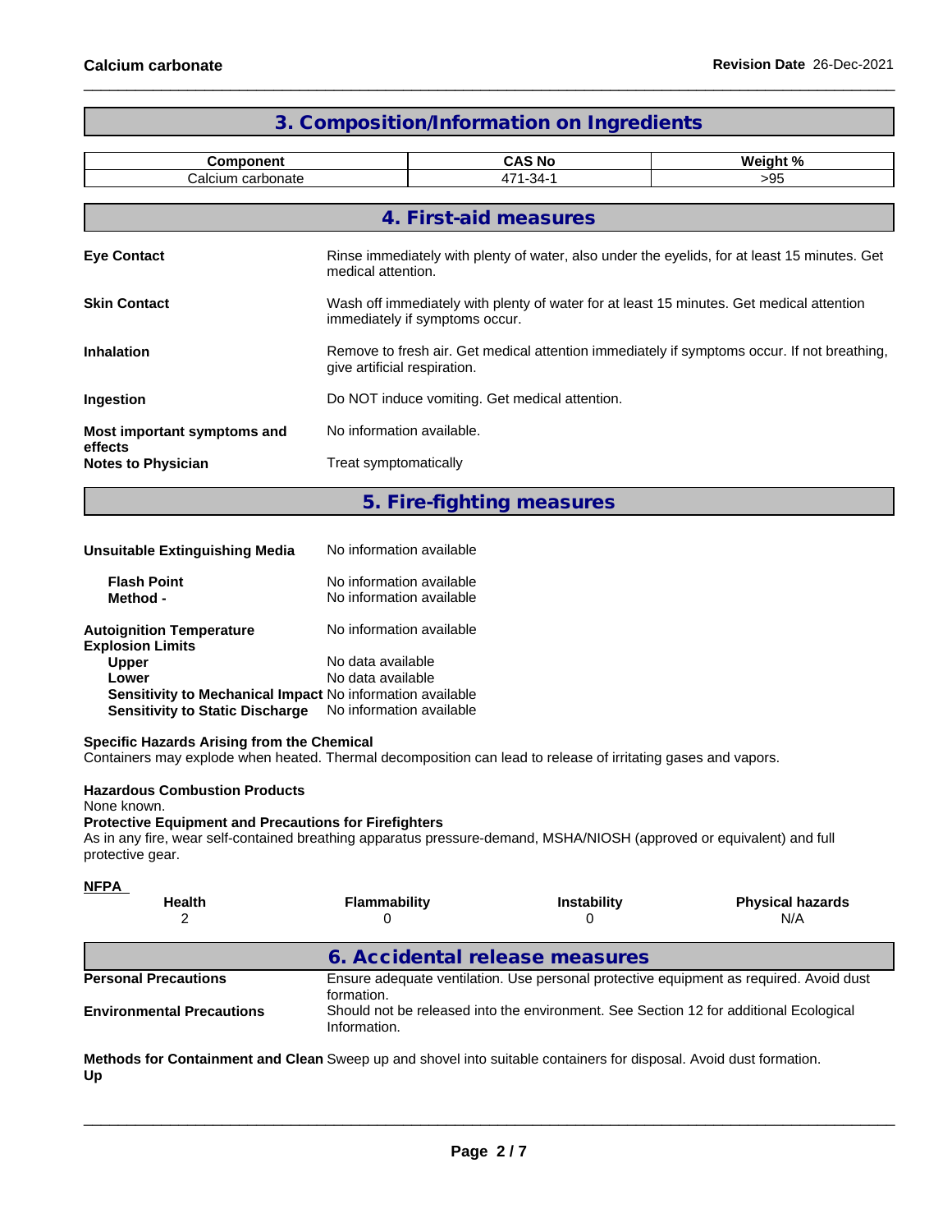## 3. Composition/Information on Ingredients

| Component | CAS No | Weight % |
|---|---|---|
| Calcium carbonate | 471-34-1 | >95 |

## 4. First-aid measures

**Eye Contact** Rinse immediately with plenty of water, also under the eyelids, for at least 15 minutes. Get medical attention.

**Skin Contact** Wash off immediately with plenty of water for at least 15 minutes. Get medical attention immediately if symptoms occur.

**Inhalation** Remove to fresh air. Get medical attention immediately if symptoms occur. If not breathing, give artificial respiration.

**Ingestion** Do NOT induce vomiting. Get medical attention.

**Most important symptoms and effects** No information available.

**Notes to Physician** Treat symptomatically

## 5. Fire-fighting measures

**Unsuitable Extinguishing Media** No information available

**Flash Point** No information available
**Method -** No information available

**Autoignition Temperature** No information available
**Explosion Limits**
**Upper** No data available
**Lower** No data available
**Sensitivity to Mechanical Impact** No information available
**Sensitivity to Static Discharge** No information available

**Specific Hazards Arising from the Chemical**
Containers may explode when heated. Thermal decomposition can lead to release of irritating gases and vapors.

**Hazardous Combustion Products**
None known.

**Protective Equipment and Precautions for Firefighters**
As in any fire, wear self-contained breathing apparatus pressure-demand, MSHA/NIOSH (approved or equivalent) and full protective gear.

**NFPA**

| Health | Flammability | Instability | Physical hazards |
|---|---|---|---|
| 2 | 0 | 0 | N/A |

## 6. Accidental release measures

**Personal Precautions** Ensure adequate ventilation. Use personal protective equipment as required. Avoid dust formation.

**Environmental Precautions** Should not be released into the environment. See Section 12 for additional Ecological Information.

**Methods for Containment and Clean Up** Sweep up and shovel into suitable containers for disposal. Avoid dust formation.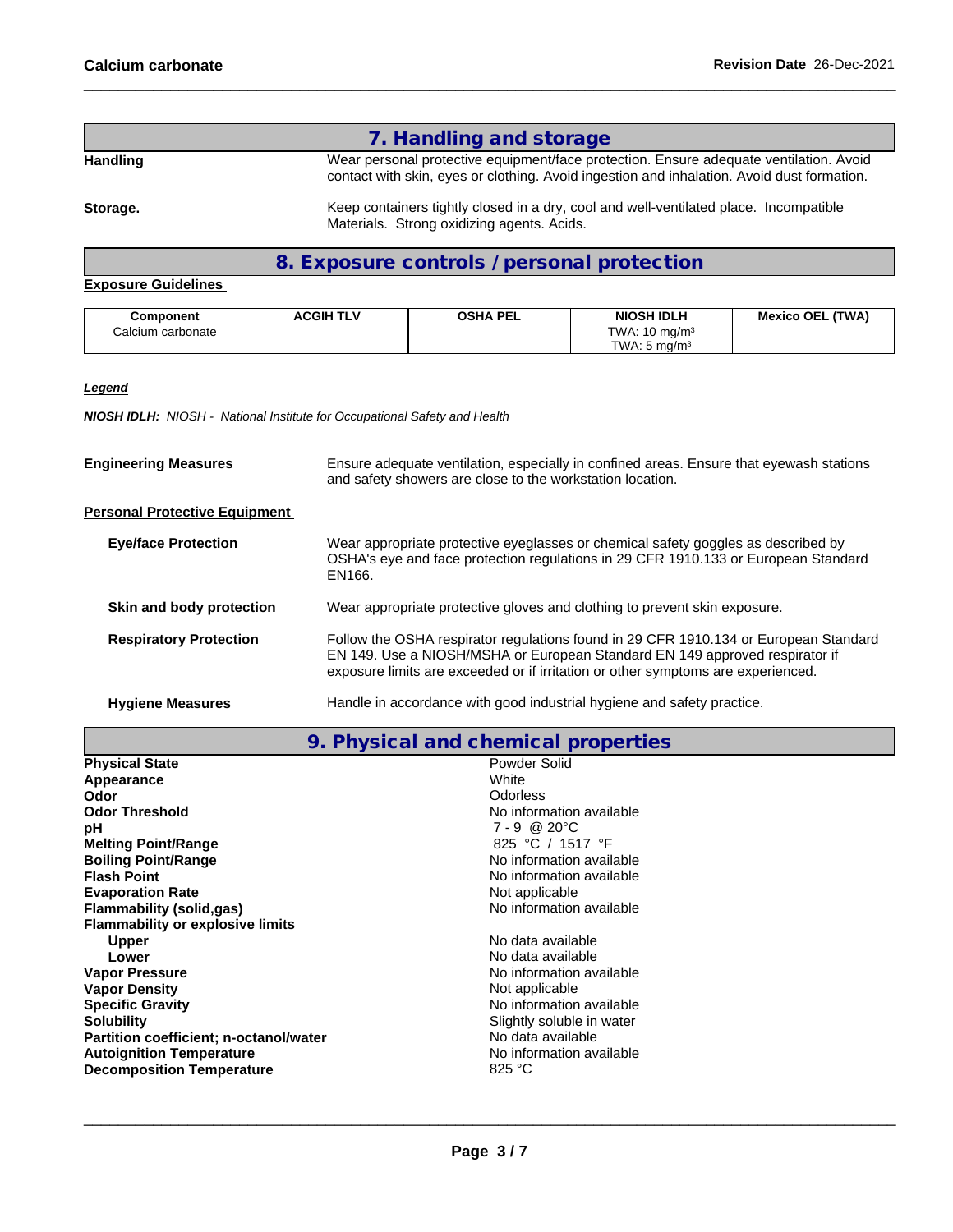## 7. Handling and storage

**Handling** Wear personal protective equipment/face protection. Ensure adequate ventilation. Avoid contact with skin, eyes or clothing. Avoid ingestion and inhalation. Avoid dust formation.

**Storage.** Keep containers tightly closed in a dry, cool and well-ventilated place. Incompatible Materials. Strong oxidizing agents. Acids.

## 8. Exposure controls / personal protection

**Exposure Guidelines**

| Component | ACGIH TLV | OSHA PEL | NIOSH IDLH | Mexico OEL (TWA) |
|---|---|---|---|---|
| Calcium carbonate | | | TWA: 10 mg/m³<br>TWA: 5 mg/m³ | |

***Legend***

***NIOSH IDLH:*** *NIOSH - National Institute for Occupational Safety and Health*

**Engineering Measures** Ensure adequate ventilation, especially in confined areas. Ensure that eyewash stations and safety showers are close to the workstation location.

**Personal Protective Equipment**

**Eye/face Protection** Wear appropriate protective eyeglasses or chemical safety goggles as described by OSHA's eye and face protection regulations in 29 CFR 1910.133 or European Standard EN166.

**Skin and body protection** Wear appropriate protective gloves and clothing to prevent skin exposure.

**Respiratory Protection** Follow the OSHA respirator regulations found in 29 CFR 1910.134 or European Standard EN 149. Use a NIOSH/MSHA or European Standard EN 149 approved respirator if exposure limits are exceeded or if irritation or other symptoms are experienced.

**Hygiene Measures** Handle in accordance with good industrial hygiene and safety practice.

## 9. Physical and chemical properties

| | |
|---|---|
| **Physical State** | Powder Solid |
| **Appearance** | White |
| **Odor** | Odorless |
| **Odor Threshold** | No information available |
| **pH** | 7 - 9 @ 20°C |
| **Melting Point/Range** | 825 °C / 1517 °F |
| **Boiling Point/Range** | No information available |
| **Flash Point** | No information available |
| **Evaporation Rate** | Not applicable |
| **Flammability (solid,gas)** | No information available |
| **Flammability or explosive limits** | |
| **Upper** | No data available |
| **Lower** | No data available |
| **Vapor Pressure** | No information available |
| **Vapor Density** | Not applicable |
| **Specific Gravity** | No information available |
| **Solubility** | Slightly soluble in water |
| **Partition coefficient; n-octanol/water** | No data available |
| **Autoignition Temperature** | No information available |
| **Decomposition Temperature** | 825 °C |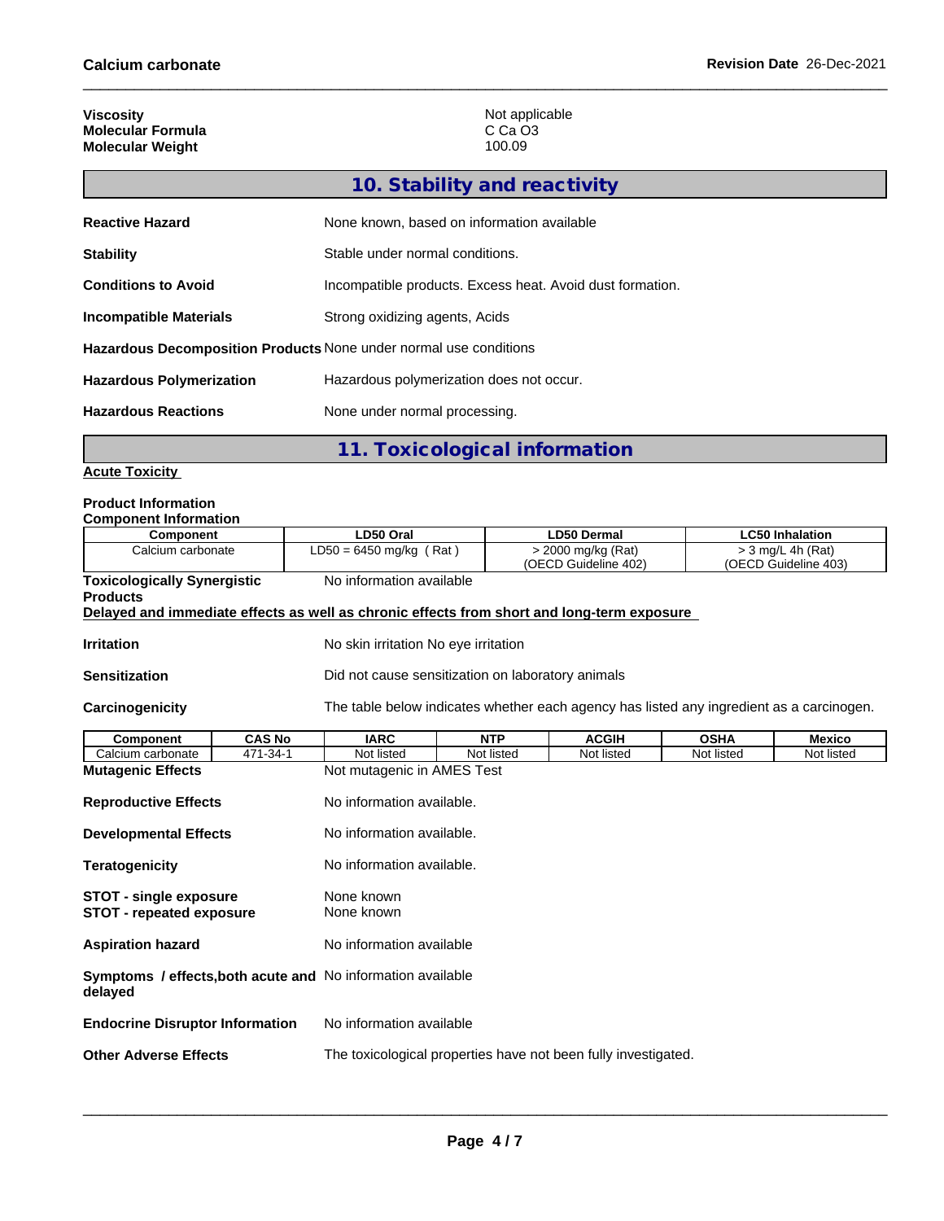| | |
|---|---|
| **Viscosity** | Not applicable |
| **Molecular Formula** | C Ca O3 |
| **Molecular Weight** | 100.09 |

## 10. Stability and reactivity

| | |
|---|---|
| **Reactive Hazard** | None known, based on information available |
| **Stability** | Stable under normal conditions. |
| **Conditions to Avoid** | Incompatible products. Excess heat. Avoid dust formation. |
| **Incompatible Materials** | Strong oxidizing agents, Acids |
| **Hazardous Decomposition Products** | None under normal use conditions |
| **Hazardous Polymerization** | Hazardous polymerization does not occur. |
| **Hazardous Reactions** | None under normal processing. |

## 11. Toxicological information

**Acute Toxicity**

**Product Information**

**Component Information**

| Component | LD50 Oral | LD50 Dermal | LC50 Inhalation |
|---|---|---|---|
| Calcium carbonate | LD50 = 6450 mg/kg ( Rat ) | > 2000 mg/kg (Rat) (OECD Guideline 402) | > 3 mg/L 4h (Rat) (OECD Guideline 403) |

**Toxicologically Synergistic Products** No information available

**Delayed and immediate effects as well as chronic effects from short and long-term exposure**

| | |
|---|---|
| **Irritation** | No skin irritation No eye irritation |
| **Sensitization** | Did not cause sensitization on laboratory animals |
| **Carcinogenicity** | The table below indicates whether each agency has listed any ingredient as a carcinogen. |

| Component | CAS No | IARC | NTP | ACGIH | OSHA | Mexico |
|---|---|---|---|---|---|---|
| Calcium carbonate | 471-34-1 | Not listed | Not listed | Not listed | Not listed | Not listed |

| | |
|---|---|
| **Mutagenic Effects** | Not mutagenic in AMES Test |
| **Reproductive Effects** | No information available. |
| **Developmental Effects** | No information available. |
| **Teratogenicity** | No information available. |
| **STOT - single exposure** | None known |
| **STOT - repeated exposure** | None known |
| **Aspiration hazard** | No information available |
| **Symptoms / effects,both acute and delayed** | No information available |
| **Endocrine Disruptor Information** | No information available |
| **Other Adverse Effects** | The toxicological properties have not been fully investigated. |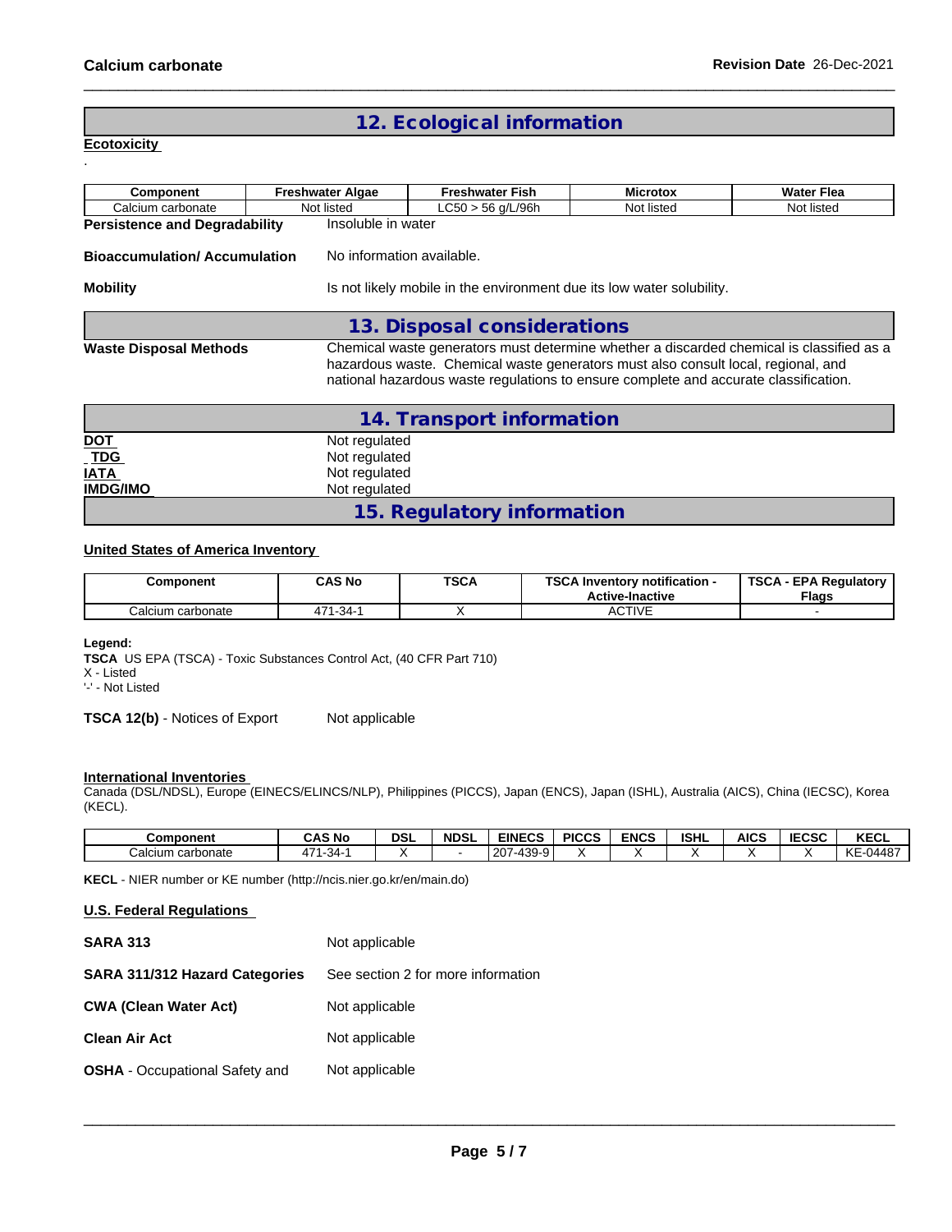## 12. Ecological information

**Ecotoxicity**

.

| Component | Freshwater Algae | Freshwater Fish | Microtox | Water Flea |
|---|---|---|---|---|
| Calcium carbonate | Not listed | LC50 > 56 g/L/96h | Not listed | Not listed |

**Persistence and Degradability** Insoluble in water

**Bioaccumulation/ Accumulation** No information available.

**Mobility** Is not likely mobile in the environment due its low water solubility.

## 13. Disposal considerations

**Waste Disposal Methods** Chemical waste generators must determine whether a discarded chemical is classified as a hazardous waste. Chemical waste generators must also consult local, regional, and national hazardous waste regulations to ensure complete and accurate classification.

## 14. Transport information

**DOT** Not regulated
**TDG** Not regulated
**IATA** Not regulated
**IMDG/IMO** Not regulated

## 15. Regulatory information

**United States of America Inventory**

| Component | CAS No | TSCA | TSCA Inventory notification - Active-Inactive | TSCA - EPA Regulatory Flags |
|---|---|---|---|---|
| Calcium carbonate | 471-34-1 | X | ACTIVE | - |

**Legend:**
**TSCA** US EPA (TSCA) - Toxic Substances Control Act, (40 CFR Part 710)
X - Listed
'-' - Not Listed

**TSCA 12(b)** - Notices of Export Not applicable

**International Inventories**
Canada (DSL/NDSL), Europe (EINECS/ELINCS/NLP), Philippines (PICCS), Japan (ENCS), Japan (ISHL), Australia (AICS), China (IECSC), Korea (KECL).

| Component | CAS No | DSL | NDSL | EINECS | PICCS | ENCS | ISHL | AICS | IECSC | KECL |
|---|---|---|---|---|---|---|---|---|---|---|
| Calcium carbonate | 471-34-1 | X | - | 207-439-9 | X | X | X | X | X | KE-04487 |

**KECL** - NIER number or KE number (http://ncis.nier.go.kr/en/main.do)

**U.S. Federal Regulations**

**SARA 313** Not applicable

**SARA 311/312 Hazard Categories** See section 2 for more information

**CWA (Clean Water Act)** Not applicable

**Clean Air Act** Not applicable

**OSHA** - Occupational Safety and Not applicable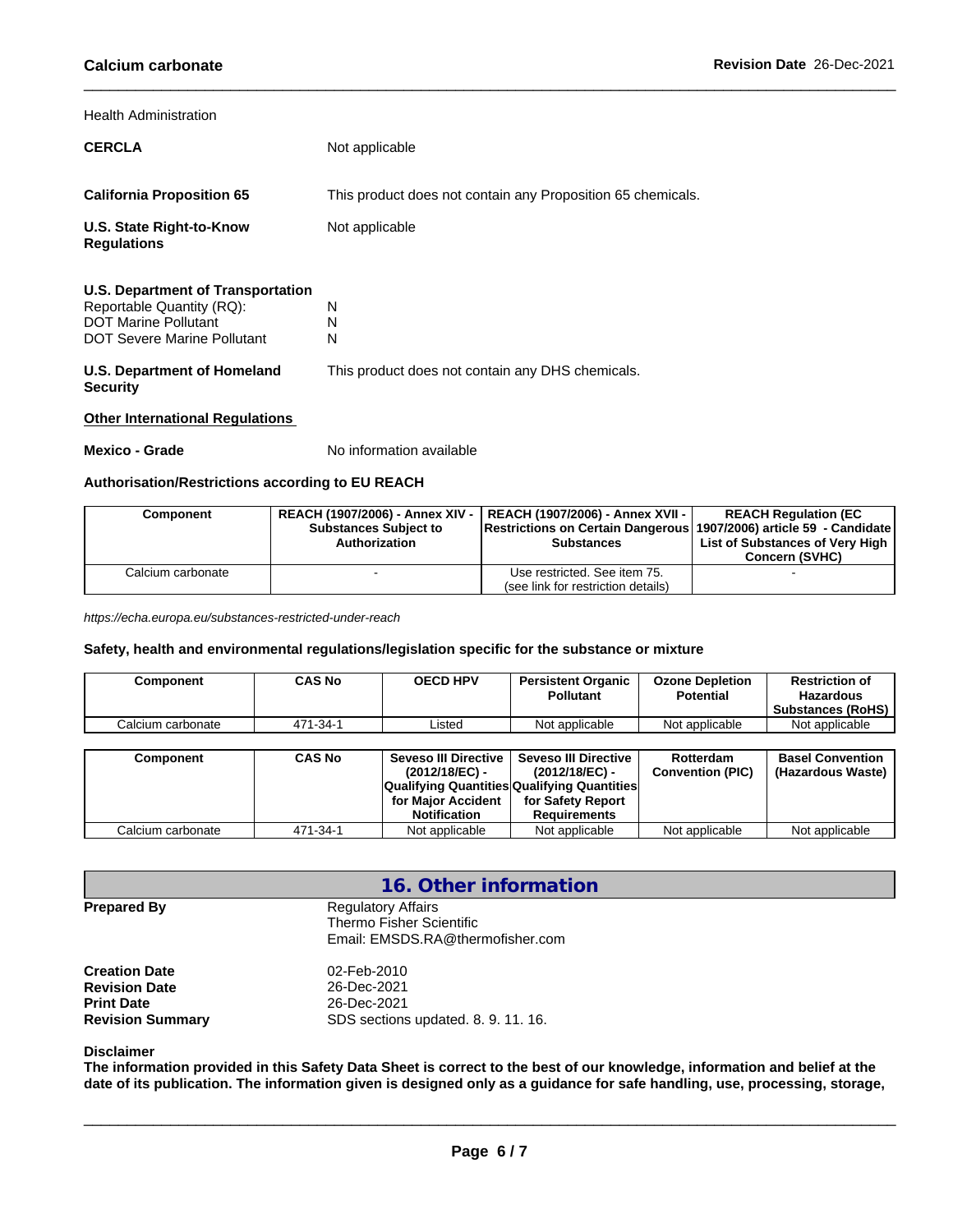Health Administration

**CERCLA** Not applicable

**California Proposition 65** This product does not contain any Proposition 65 chemicals.

**U.S. State Right-to-Know Regulations** Not applicable

**U.S. Department of Transportation**

Reportable Quantity (RQ): N
DOT Marine Pollutant N
DOT Severe Marine Pollutant N

**U.S. Department of Homeland Security** This product does not contain any DHS chemicals.

**Other International Regulations**

**Mexico - Grade** No information available

**Authorisation/Restrictions according to EU REACH**

| Component | REACH (1907/2006) - Annex XIV - Substances Subject to Authorization | REACH (1907/2006) - Annex XVII - Restrictions on Certain Dangerous Substances | REACH Regulation (EC 1907/2006) article 59 - Candidate List of Substances of Very High Concern (SVHC) |
|---|---|---|---|
| Calcium carbonate | - | Use restricted. See item 75. (see link for restriction details) | - |

*https://echa.europa.eu/substances-restricted-under-reach*

**Safety, health and environmental regulations/legislation specific for the substance or mixture**

| Component | CAS No | OECD HPV | Persistent Organic Pollutant | Ozone Depletion Potential | Restriction of Hazardous Substances (RoHS) |
|---|---|---|---|---|---|
| Calcium carbonate | 471-34-1 | Listed | Not applicable | Not applicable | Not applicable |

| Component | CAS No | Seveso III Directive (2012/18/EC) - Qualifying Quantities for Major Accident Notification | Seveso III Directive (2012/18/EC) - Qualifying Quantities for Safety Report Requirements | Rotterdam Convention (PIC) | Basel Convention (Hazardous Waste) |
|---|---|---|---|---|---|
| Calcium carbonate | 471-34-1 | Not applicable | Not applicable | Not applicable | Not applicable |

## 16. Other information

**Prepared By** Regulatory Affairs
Thermo Fisher Scientific
Email: EMSDS.RA@thermofisher.com

**Creation Date** 02-Feb-2010
**Revision Date** 26-Dec-2021
**Print Date** 26-Dec-2021
**Revision Summary** SDS sections updated. 8. 9. 11. 16.

**Disclaimer**

**The information provided in this Safety Data Sheet is correct to the best of our knowledge, information and belief at the date of its publication. The information given is designed only as a guidance for safe handling, use, processing, storage,**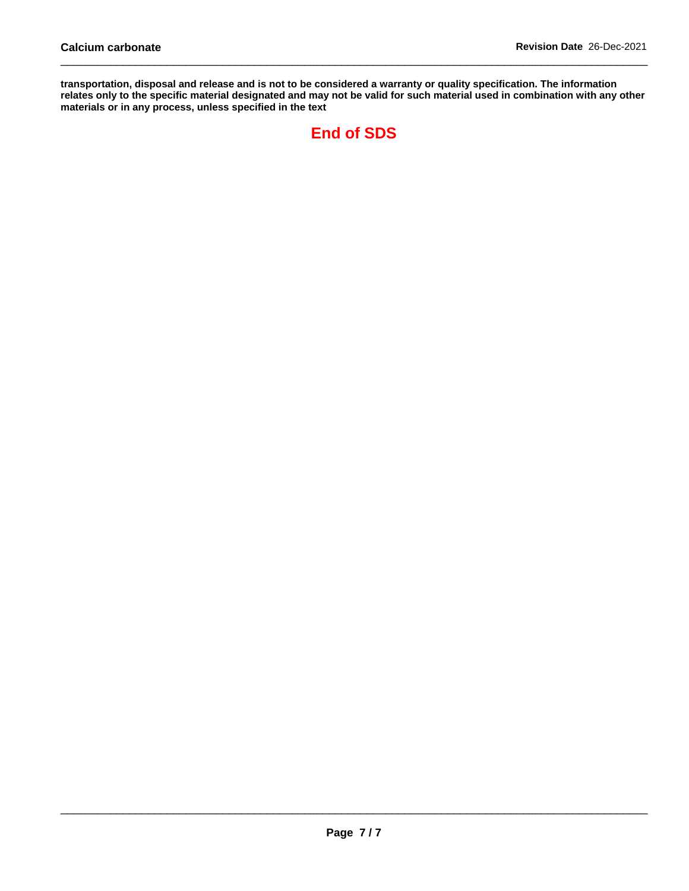**transportation, disposal and release and is not to be considered a warranty or quality specification. The information relates only to the specific material designated and may not be valid for such material used in combination with any other materials or in any process, unless specified in the text**

## End of SDS